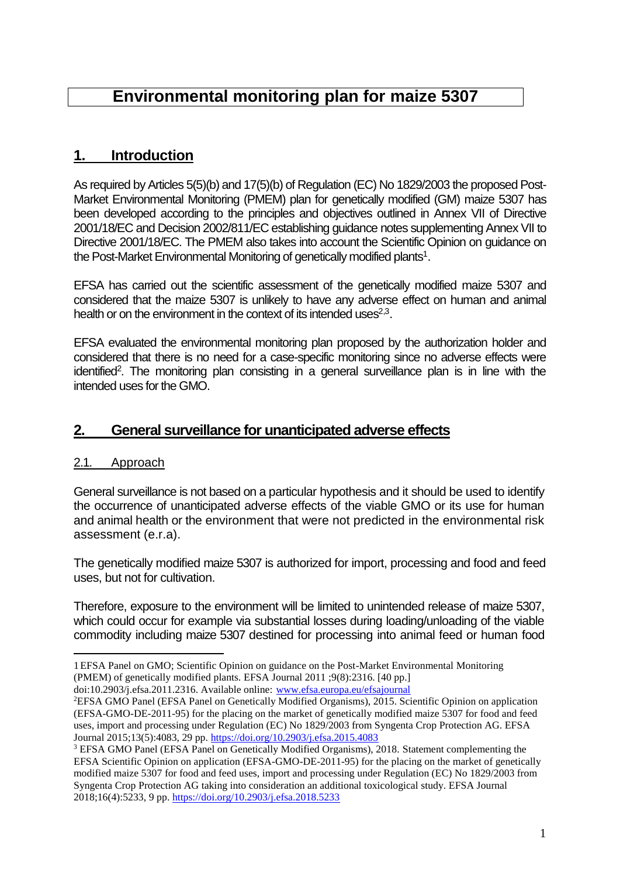# Environmental monitoring plan for maize 5307

## 1. Introduction

As required by Articles 5(5)(b) and 17(5)(b) of Regulation (EC) No 1829/2003 the proposed Post-Market Environmental Monitoring (PMEM) plan for genetically modified (GM) maize 5307 has been developed according to the principles and objectives outlined in Annex VII of Directive 2001/18/EC and Decision 2002/811/EC establishing guidance notes supplementing Annex VII to Directive 2001/18/EC. The PMEM also takes into account the Scientific Opinion on guidance on the Post-Market Environmental Monitoring of genetically modified plants[1].

EFSA has carried out the scientific assessment of the genetically modified maize 5307 and considered that the maize 5307 is unlikely to have any adverse effect on human and animal health or on the environment in the context of its intended uses[2,3].

EFSA evaluated the environmental monitoring plan proposed by the authorization holder and considered that there is no need for a case-specific monitoring since no adverse effects were identified[2]. The monitoring plan consisting in a general surveillance plan is in line with the intended uses for the GMO.

## 2. General surveillance for unanticipated adverse effects

### 2.1. Approach

General surveillance is not based on a particular hypothesis and it should be used to identify the occurrence of unanticipated adverse effects of the viable GMO or its use for human and animal health or the environment that were not predicted in the environmental risk assessment (e.r.a).

The genetically modified maize 5307 is authorized for import, processing and food and feed uses, but not for cultivation.

Therefore, exposure to the environment will be limited to unintended release of maize 5307, which could occur for example via substantial losses during loading/unloading of the viable commodity including maize 5307 destined for processing into animal feed or human food

---

1 EFSA Panel on GMO; Scientific Opinion on guidance on the Post-Market Environmental Monitoring (PMEM) of genetically modified plants. EFSA Journal 2011 ;9(8):2316. [40 pp.] doi:10.2903/j.efsa.2011.2316. Available online: www.efsa.europa.eu/efsajournal

2 EFSA GMO Panel (EFSA Panel on Genetically Modified Organisms), 2015. Scientific Opinion on application (EFSA-GMO-DE-2011-95) for the placing on the market of genetically modified maize 5307 for food and feed uses, import and processing under Regulation (EC) No 1829/2003 from Syngenta Crop Protection AG. EFSA Journal 2015;13(5):4083, 29 pp. https://doi.org/10.2903/j.efsa.2015.4083

3 EFSA GMO Panel (EFSA Panel on Genetically Modified Organisms), 2018. Statement complementing the EFSA Scientific Opinion on application (EFSA-GMO-DE-2011-95) for the placing on the market of genetically modified maize 5307 for food and feed uses, import and processing under Regulation (EC) No 1829/2003 from Syngenta Crop Protection AG taking into consideration an additional toxicological study. EFSA Journal 2018;16(4):5233, 9 pp. https://doi.org/10.2903/j.efsa.2018.5233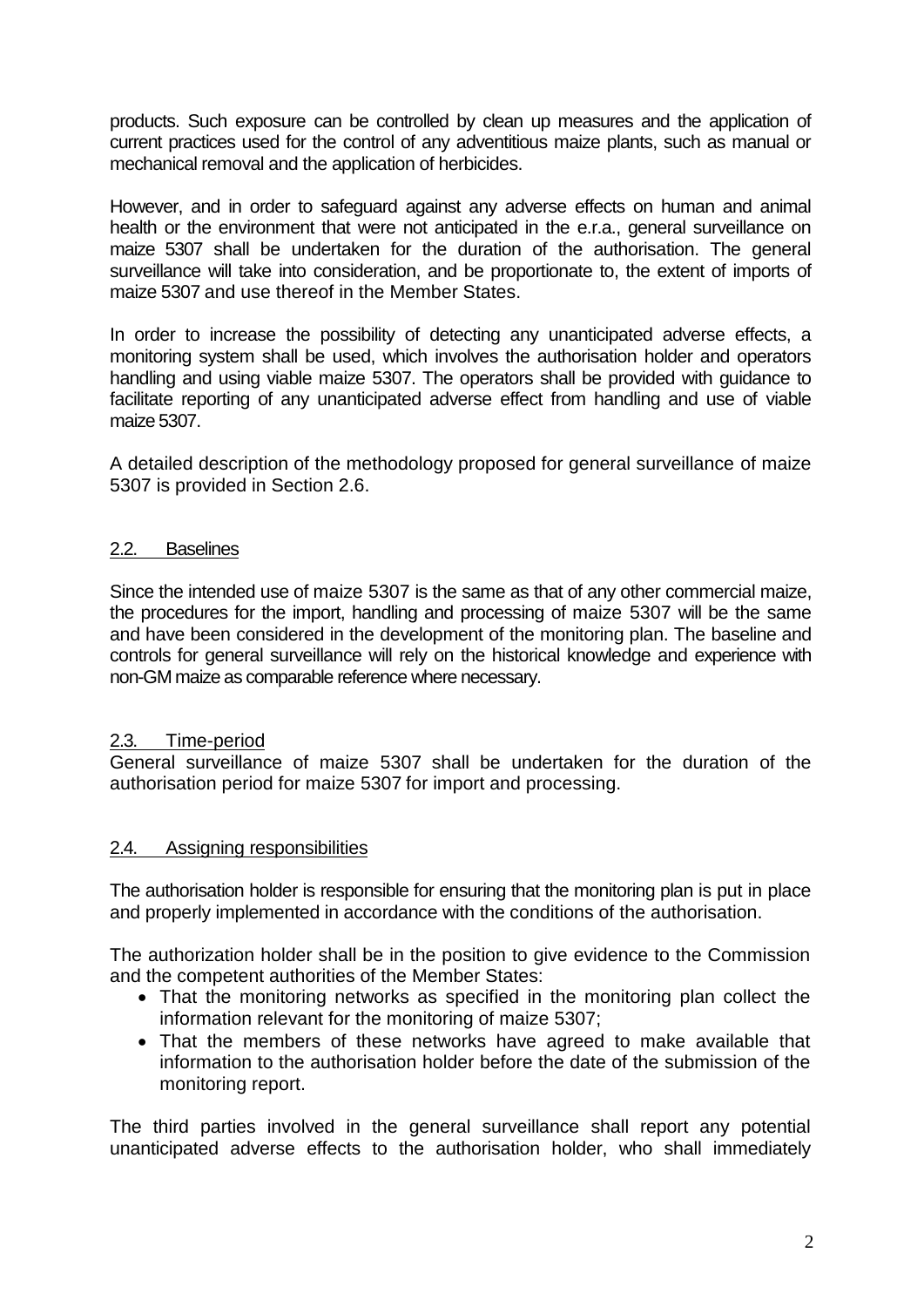products. Such exposure can be controlled by clean up measures and the application of current practices used for the control of any adventitious maize plants, such as manual or mechanical removal and the application of herbicides.

However, and in order to safeguard against any adverse effects on human and animal health or the environment that were not anticipated in the e.r.a., general surveillance on maize 5307 shall be undertaken for the duration of the authorisation. The general surveillance will take into consideration, and be proportionate to, the extent of imports of maize 5307 and use thereof in the Member States.

In order to increase the possibility of detecting any unanticipated adverse effects, a monitoring system shall be used, which involves the authorisation holder and operators handling and using viable maize 5307. The operators shall be provided with guidance to facilitate reporting of any unanticipated adverse effect from handling and use of viable maize 5307.

A detailed description of the methodology proposed for general surveillance of maize 5307 is provided in Section 2.6.

## 2.2. Baselines

Since the intended use of maize 5307 is the same as that of any other commercial maize, the procedures for the import, handling and processing of maize 5307 will be the same and have been considered in the development of the monitoring plan. The baseline and controls for general surveillance will rely on the historical knowledge and experience with non-GM maize as comparable reference where necessary.

## 2.3. Time-period

General surveillance of maize 5307 shall be undertaken for the duration of the authorisation period for maize 5307 for import and processing.

## 2.4. Assigning responsibilities

The authorisation holder is responsible for ensuring that the monitoring plan is put in place and properly implemented in accordance with the conditions of the authorisation.

The authorization holder shall be in the position to give evidence to the Commission and the competent authorities of the Member States:

- That the monitoring networks as specified in the monitoring plan collect the information relevant for the monitoring of maize 5307;
- That the members of these networks have agreed to make available that information to the authorisation holder before the date of the submission of the monitoring report.

The third parties involved in the general surveillance shall report any potential unanticipated adverse effects to the authorisation holder, who shall immediately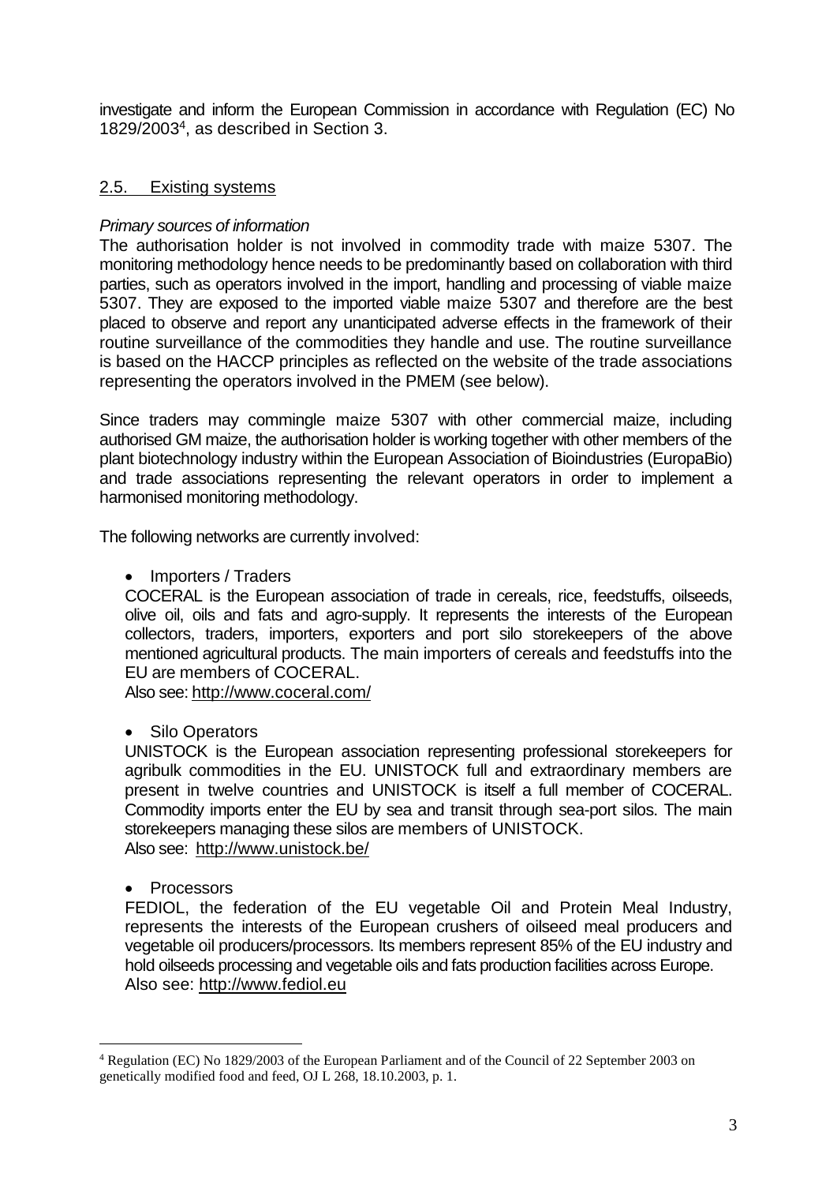investigate and inform the European Commission in accordance with Regulation (EC) No 1829/2003[4], as described in Section 3.

## 2.5. Existing systems

*Primary sources of information*

The authorisation holder is not involved in commodity trade with maize 5307. The monitoring methodology hence needs to be predominantly based on collaboration with third parties, such as operators involved in the import, handling and processing of viable maize 5307. They are exposed to the imported viable maize 5307 and therefore are the best placed to observe and report any unanticipated adverse effects in the framework of their routine surveillance of the commodities they handle and use. The routine surveillance is based on the HACCP principles as reflected on the website of the trade associations representing the operators involved in the PMEM (see below).

Since traders may commingle maize 5307 with other commercial maize, including authorised GM maize, the authorisation holder is working together with other members of the plant biotechnology industry within the European Association of Bioindustries (EuropaBio) and trade associations representing the relevant operators in order to implement a harmonised monitoring methodology.

The following networks are currently involved:

- Importers / Traders

  COCERAL is the European association of trade in cereals, rice, feedstuffs, oilseeds, olive oil, oils and fats and agro-supply. It represents the interests of the European collectors, traders, importers, exporters and port silo storekeepers of the above mentioned agricultural products. The main importers of cereals and feedstuffs into the EU are members of COCERAL.
  Also see: http://www.coceral.com/

- Silo Operators

  UNISTOCK is the European association representing professional storekeepers for agribulk commodities in the EU. UNISTOCK full and extraordinary members are present in twelve countries and UNISTOCK is itself a full member of COCERAL. Commodity imports enter the EU by sea and transit through sea-port silos. The main storekeepers managing these silos are members of UNISTOCK.
  Also see: http://www.unistock.be/

- Processors

  FEDIOL, the federation of the EU vegetable Oil and Protein Meal Industry, represents the interests of the European crushers of oilseed meal producers and vegetable oil producers/processors. Its members represent 85% of the EU industry and hold oilseeds processing and vegetable oils and fats production facilities across Europe.
  Also see: http://www.fediol.eu

---

[4] Regulation (EC) No 1829/2003 of the European Parliament and of the Council of 22 September 2003 on genetically modified food and feed, OJ L 268, 18.10.2003, p. 1.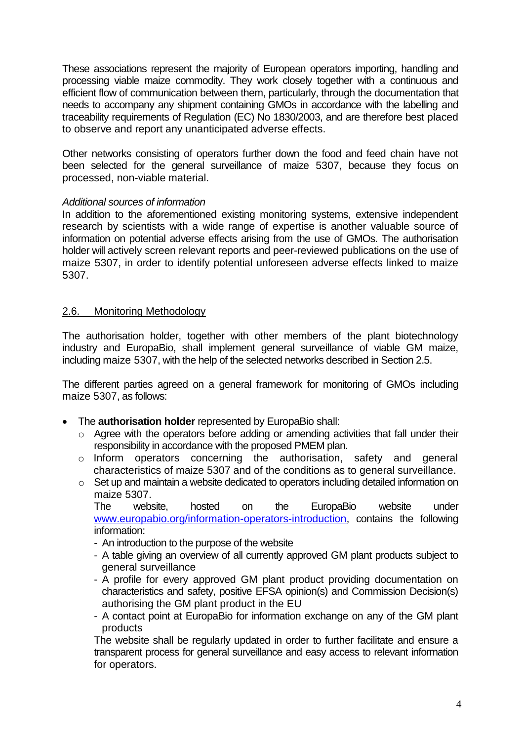These associations represent the majority of European operators importing, handling and processing viable maize commodity. They work closely together with a continuous and efficient flow of communication between them, particularly, through the documentation that needs to accompany any shipment containing GMOs in accordance with the labelling and traceability requirements of Regulation (EC) No 1830/2003, and are therefore best placed to observe and report any unanticipated adverse effects.

Other networks consisting of operators further down the food and feed chain have not been selected for the general surveillance of maize 5307, because they focus on processed, non-viable material.

*Additional sources of information*

In addition to the aforementioned existing monitoring systems, extensive independent research by scientists with a wide range of expertise is another valuable source of information on potential adverse effects arising from the use of GMOs. The authorisation holder will actively screen relevant reports and peer-reviewed publications on the use of maize 5307, in order to identify potential unforeseen adverse effects linked to maize 5307.

## 2.6. Monitoring Methodology

The authorisation holder, together with other members of the plant biotechnology industry and EuropaBio, shall implement general surveillance of viable GM maize, including maize 5307, with the help of the selected networks described in Section 2.5.

The different parties agreed on a general framework for monitoring of GMOs including maize 5307, as follows:

- The **authorisation holder** represented by EuropaBio shall:
  - Agree with the operators before adding or amending activities that fall under their responsibility in accordance with the proposed PMEM plan.
  - Inform operators concerning the authorisation, safety and general characteristics of maize 5307 and of the conditions as to general surveillance.
  - Set up and maintain a website dedicated to operators including detailed information on maize 5307.

    The website, hosted on the EuropaBio website under www.europabio.org/information-operators-introduction, contains the following information:
    - An introduction to the purpose of the website
    - A table giving an overview of all currently approved GM plant products subject to general surveillance
    - A profile for every approved GM plant product providing documentation on characteristics and safety, positive EFSA opinion(s) and Commission Decision(s) authorising the GM plant product in the EU
    - A contact point at EuropaBio for information exchange on any of the GM plant products

    The website shall be regularly updated in order to further facilitate and ensure a transparent process for general surveillance and easy access to relevant information for operators.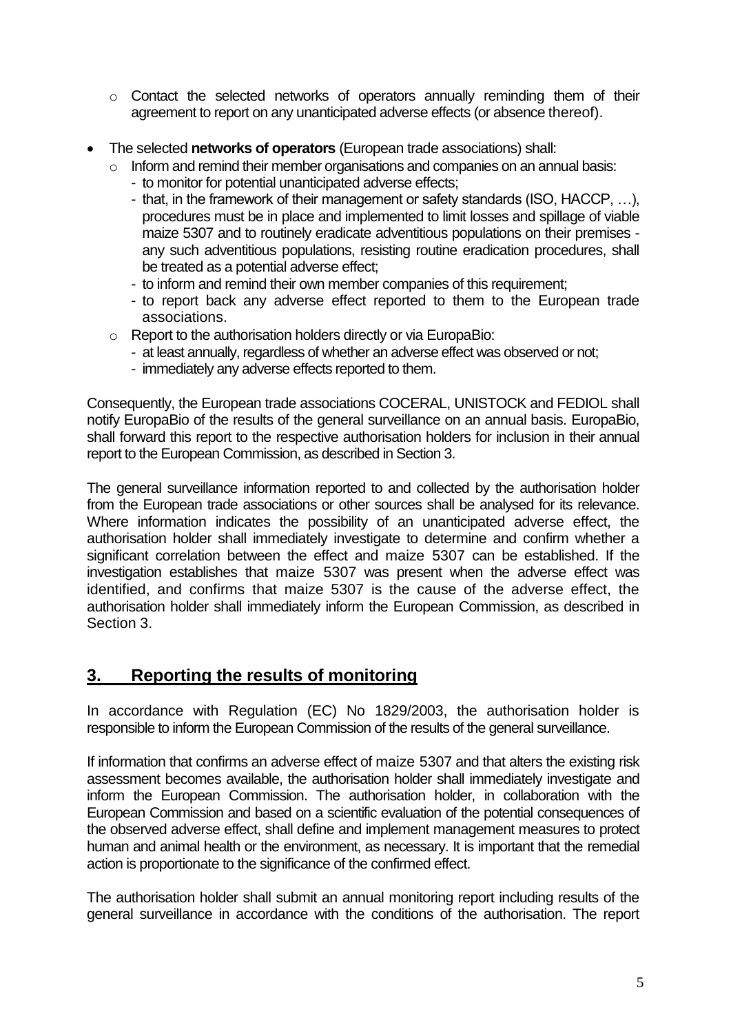- Contact the selected networks of operators annually reminding them of their agreement to report on any unanticipated adverse effects (or absence thereof).

- The selected **networks of operators** (European trade associations) shall:
   - Inform and remind their member organisations and companies on an annual basis:
      - to monitor for potential unanticipated adverse effects;
      - that, in the framework of their management or safety standards (ISO, HACCP, …), procedures must be in place and implemented to limit losses and spillage of viable maize 5307 and to routinely eradicate adventitious populations on their premises - any such adventitious populations, resisting routine eradication procedures, shall be treated as a potential adverse effect;
      - to inform and remind their own member companies of this requirement;
      - to report back any adverse effect reported to them to the European trade associations.
   - Report to the authorisation holders directly or via EuropaBio:
      - at least annually, regardless of whether an adverse effect was observed or not;
      - immediately any adverse effects reported to them.

Consequently, the European trade associations COCERAL, UNISTOCK and FEDIOL shall notify EuropaBio of the results of the general surveillance on an annual basis. EuropaBio, shall forward this report to the respective authorisation holders for inclusion in their annual report to the European Commission, as described in Section 3.

The general surveillance information reported to and collected by the authorisation holder from the European trade associations or other sources shall be analysed for its relevance. Where information indicates the possibility of an unanticipated adverse effect, the authorisation holder shall immediately investigate to determine and confirm whether a significant correlation between the effect and maize 5307 can be established. If the investigation establishes that maize 5307 was present when the adverse effect was identified, and confirms that maize 5307 is the cause of the adverse effect, the authorisation holder shall immediately inform the European Commission, as described in Section 3.

## 3. Reporting the results of monitoring

In accordance with Regulation (EC) No 1829/2003, the authorisation holder is responsible to inform the European Commission of the results of the general surveillance.

If information that confirms an adverse effect of maize 5307 and that alters the existing risk assessment becomes available, the authorisation holder shall immediately investigate and inform the European Commission. The authorisation holder, in collaboration with the European Commission and based on a scientific evaluation of the potential consequences of the observed adverse effect, shall define and implement management measures to protect human and animal health or the environment, as necessary. It is important that the remedial action is proportionate to the significance of the confirmed effect.

The authorisation holder shall submit an annual monitoring report including results of the general surveillance in accordance with the conditions of the authorisation. The report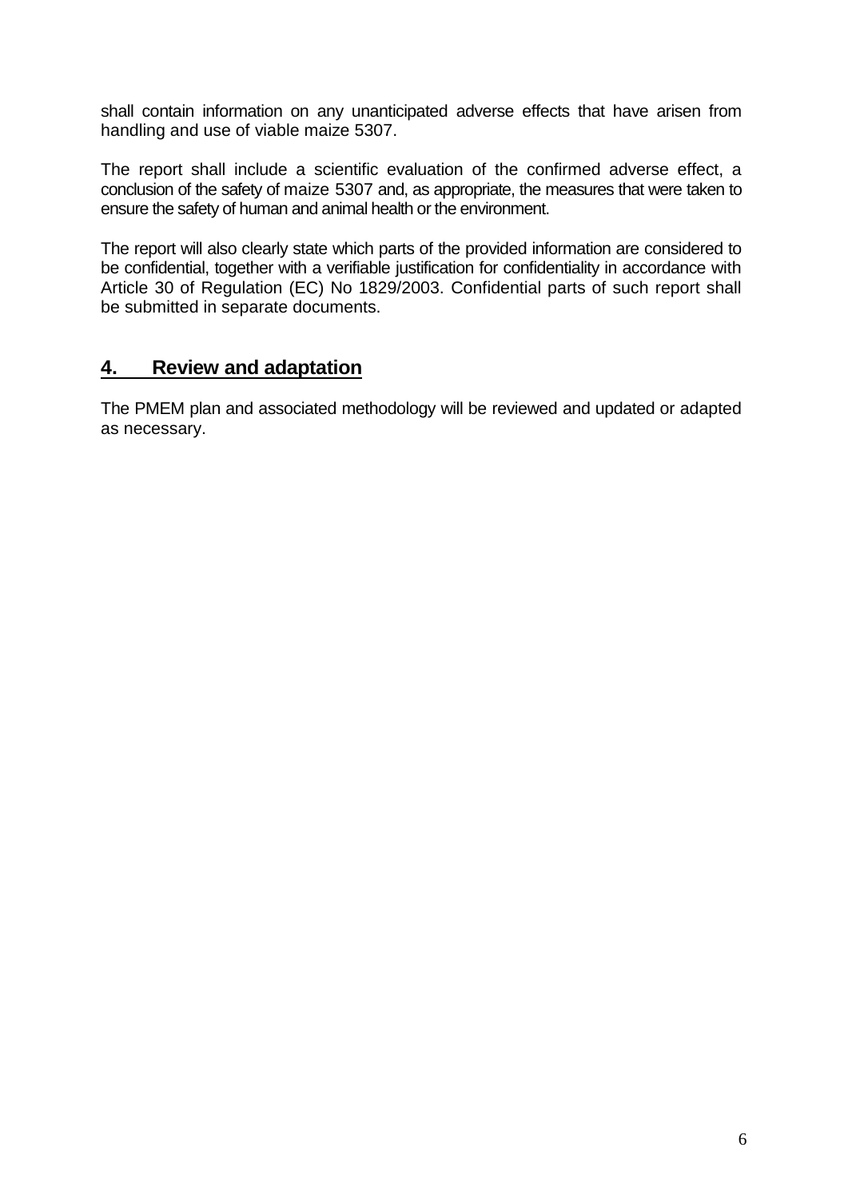shall contain information on any unanticipated adverse effects that have arisen from handling and use of viable maize 5307.

The report shall include a scientific evaluation of the confirmed adverse effect, a conclusion of the safety of maize 5307 and, as appropriate, the measures that were taken to ensure the safety of human and animal health or the environment.

The report will also clearly state which parts of the provided information are considered to be confidential, together with a verifiable justification for confidentiality in accordance with Article 30 of Regulation (EC) No 1829/2003. Confidential parts of such report shall be submitted in separate documents.

## 4. Review and adaptation

The PMEM plan and associated methodology will be reviewed and updated or adapted as necessary.